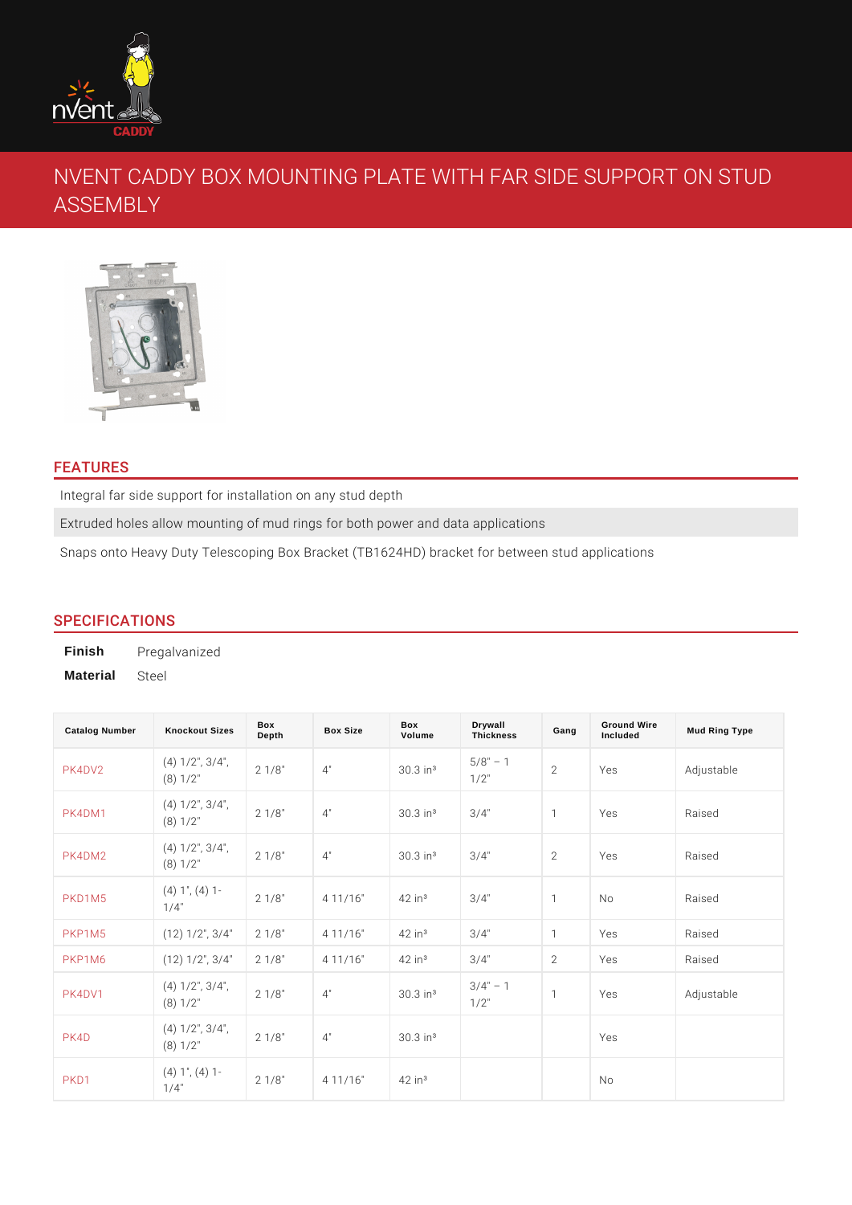# NVENT CADDY BOX MOUNTING PLATE WITH FAR SIDE SUPPORT ON STUD ASSEMBLY

## FEATURES

Integral far side support for installation on any stud depth

Extruded holes allow mounting of mud rings for both power and data applications

Snaps onto Heavy Duty Telescoping Box Bracket (TB1624HD) bracket for between stud applications

## SPECIFICATIONS

**Finish** Pregalvanized

**Material** Steel

| Catalog Number | Knockout Sizes | Box Depth | Box Size | Box Volume | Drywall Thickness | Gang | Ground Wire Included | Mud Ring Type |
|---|---|---|---|---|---|---|---|---|
| PK4DV2 | (4) 1/2", 3/4", (8) 1/2" | 2 1/8" | 4" | 30.3 in³ | 5/8" – 1 1/2" | 2 | Yes | Adjustable |
| PK4DM1 | (4) 1/2", 3/4", (8) 1/2" | 2 1/8" | 4" | 30.3 in³ | 3/4" | 1 | Yes | Raised |
| PK4DM2 | (4) 1/2", 3/4", (8) 1/2" | 2 1/8" | 4" | 30.3 in³ | 3/4" | 2 | Yes | Raised |
| PKD1M5 | (4) 1", (4) 1-1/4" | 2 1/8" | 4 11/16" | 42 in³ | 3/4" | 1 | No | Raised |
| PKP1M5 | (12) 1/2", 3/4" | 2 1/8" | 4 11/16" | 42 in³ | 3/4" | 1 | Yes | Raised |
| PKP1M6 | (12) 1/2", 3/4" | 2 1/8" | 4 11/16" | 42 in³ | 3/4" | 2 | Yes | Raised |
| PK4DV1 | (4) 1/2", 3/4", (8) 1/2" | 2 1/8" | 4" | 30.3 in³ | 3/4" – 1 1/2" | 1 | Yes | Adjustable |
| PK4D | (4) 1/2", 3/4", (8) 1/2" | 2 1/8" | 4" | 30.3 in³ | | | Yes | |
| PKD1 | (4) 1", (4) 1-1/4" | 2 1/8" | 4 11/16" | 42 in³ | | | No | |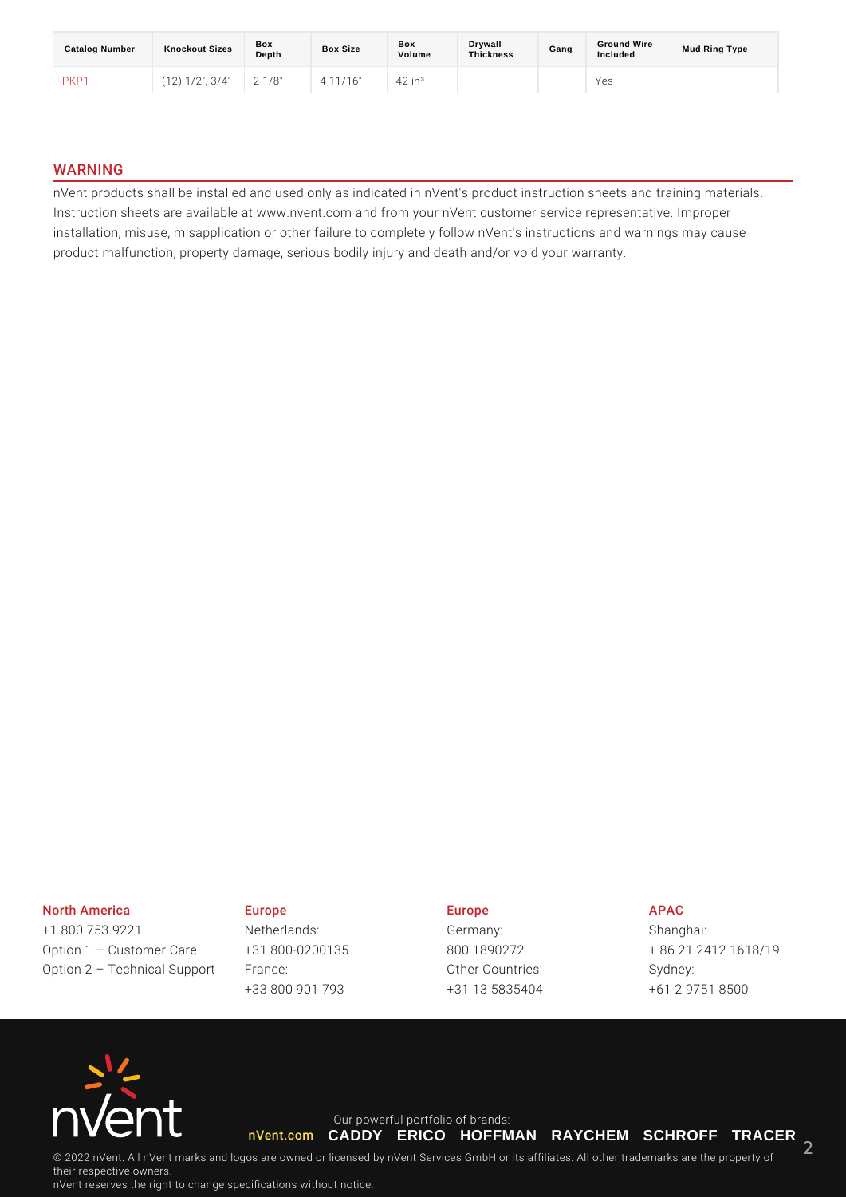| Catalog Number | Knockout Sizes | Box Depth | Box Size | Box Volume | Drywall Thickness | Gang | Ground Wire Included | Mud Ring Type |
|---|---|---|---|---|---|---|---|---|
| PKP1 | (12) 1/2", 3/4" | 2 1/8" | 4 11/16" | 42 in³ | | | Yes | |

## WARNING

nVent products shall be installed and used only as indicated in nVent's product instruction sheets and training materials. Instruction sheets are available at www.nvent.com and from your nVent customer service representative. Improper installation, misuse, misapplication or other failure to completely follow nVent's instructions and warnings may cause product malfunction, property damage, serious bodily injury and death and/or void your warranty.

**North America**
+1.800.753.9221
Option 1 – Customer Care
Option 2 – Technical Support

**Europe**
Netherlands:
+31 800-0200135
France:
+33 800 901 793

**Europe**
Germany:
800 1890272
Other Countries:
+31 13 5835404

**APAC**
Shanghai:
+ 86 21 2412 1618/19
Sydney:
+61 2 9751 8500

Our powerful portfolio of brands:
nVent.com CADDY ERICO HOFFMAN RAYCHEM SCHROFF TRACER

© 2022 nVent. All nVent marks and logos are owned or licensed by nVent Services GmbH or its affiliates. All other trademarks are the property of their respective owners.
nVent reserves the right to change specifications without notice.